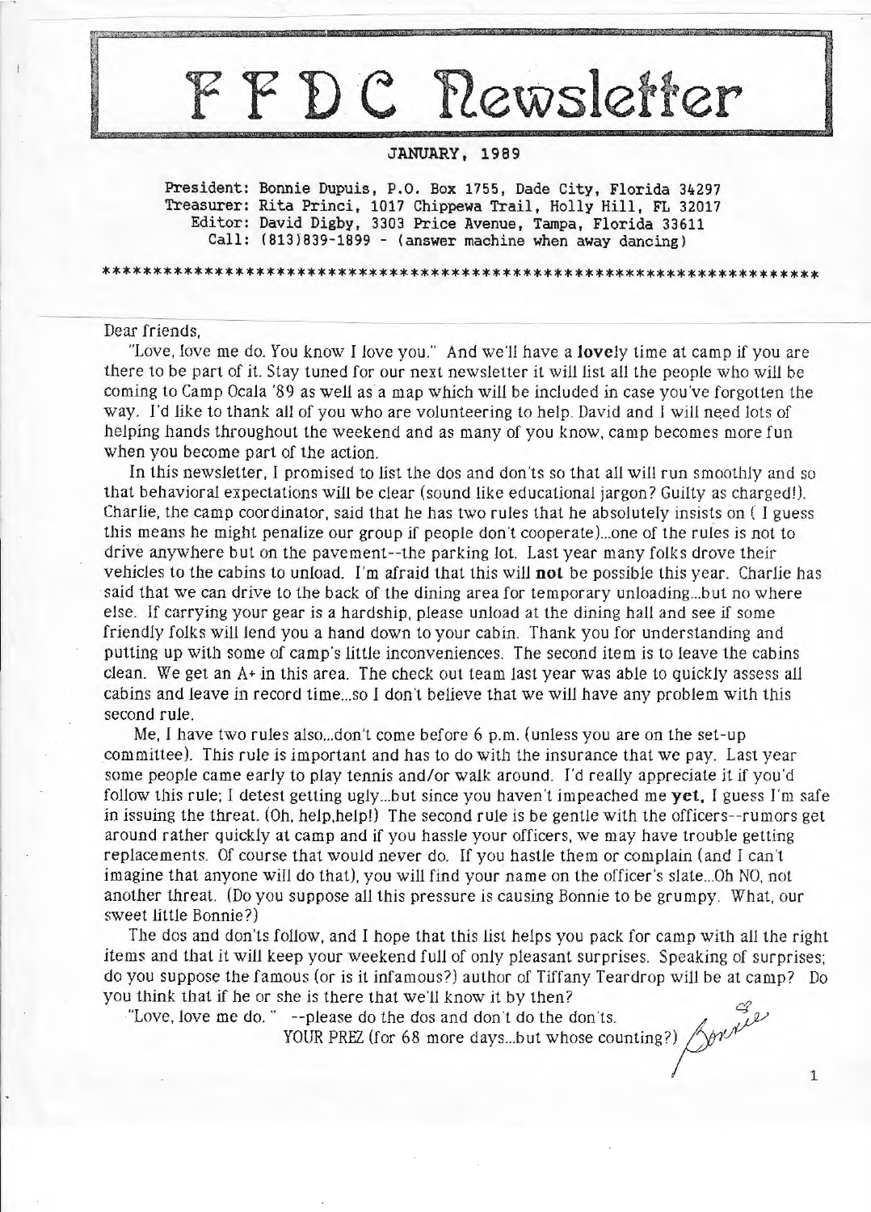# F F D C Newsletter

**JANUARY, 1989**

President: Bonnie Dupuis, P.O. Box 1755, Dade City, Florida 34297
Treasurer: Rita Princi, 1017 Chippewa Trail, Holly Hill, FL 32017
Editor: David Digby, 3303 Price Avenue, Tampa, Florida 33611
Call: (813)839-1899 - (answer machine when away dancing)

\*\*\*\*\*\*\*\*\*\*\*\*\*\*\*\*\*\*\*\*\*\*\*\*\*\*\*\*\*\*\*\*\*\*\*\*\*\*\*\*\*\*\*\*\*\*\*\*\*\*\*\*\*\*\*\*\*\*\*\*\*\*\*\*\*\*\*\*\*\*\*\*\*

Dear friends,

"Love, love me do. You know I love you." And we'll have a **love**ly time at camp if you are there to be part of it. Stay tuned for our next newsletter it will list all the people who will be coming to Camp Ocala '89 as well as a map which will be included in case you've forgotten the way. I'd like to thank all of you who are volunteering to help. David and I will need lots of helping hands throughout the weekend and as many of you know, camp becomes more fun when you become part of the action.

In this newsletter, I promised to list the dos and don'ts so that all will run smoothly and so that behavioral expectations will be clear (sound like educational jargon? Guilty as charged!). Charlie, the camp coordinator, said that he has two rules that he absolutely insists on ( I guess this means he might penalize our group if people don't cooperate)...one of the rules is not to drive anywhere but on the pavement--the parking lot. Last year many folks drove their vehicles to the cabins to unload. I'm afraid that this will **not** be possible this year. Charlie has said that we can drive to the back of the dining area for temporary unloading...but no where else. If carrying your gear is a hardship, please unload at the dining hall and see if some friendly folks will lend you a hand down to your cabin. Thank you for understanding and putting up with some of camp's little inconveniences. The second item is to leave the cabins clean. We get an A+ in this area. The check out team last year was able to quickly assess all cabins and leave in record time...so I don't believe that we will have any problem with this second rule.

Me, I have two rules also...don't come before 6 p.m. (unless you are on the set-up committee). This rule is important and has to do with the insurance that we pay. Last year some people came early to play tennis and/or walk around. I'd really appreciate it if you'd follow this rule; I detest getting ugly...but since you haven't impeached me **yet**, I guess I'm safe in issuing the threat. (Oh, help,help!) The second rule is be gentle with the officers--rumors get around rather quickly at camp and if you hassle your officers, we may have trouble getting replacements. Of course that would never do. If you hastle them or complain (and I can't imagine that anyone will do that), you will find your name on the officer's slate...Oh NO, not another threat. (Do you suppose all this pressure is causing Bonnie to be grumpy. What, our sweet little Bonnie?)

The dos and don'ts follow, and I hope that this list helps you pack for camp with all the right items and that it will keep your weekend full of only pleasant surprises. Speaking of surprises; do you suppose the famous (or is it infamous?) author of Tiffany Teardrop will be at camp? Do you think that if he or she is there that we'll know it by then?

"Love, love me do." --please do the dos and don't do the don'ts.

YOUR PREZ (for 68 more days...but whose counting?) Bonnie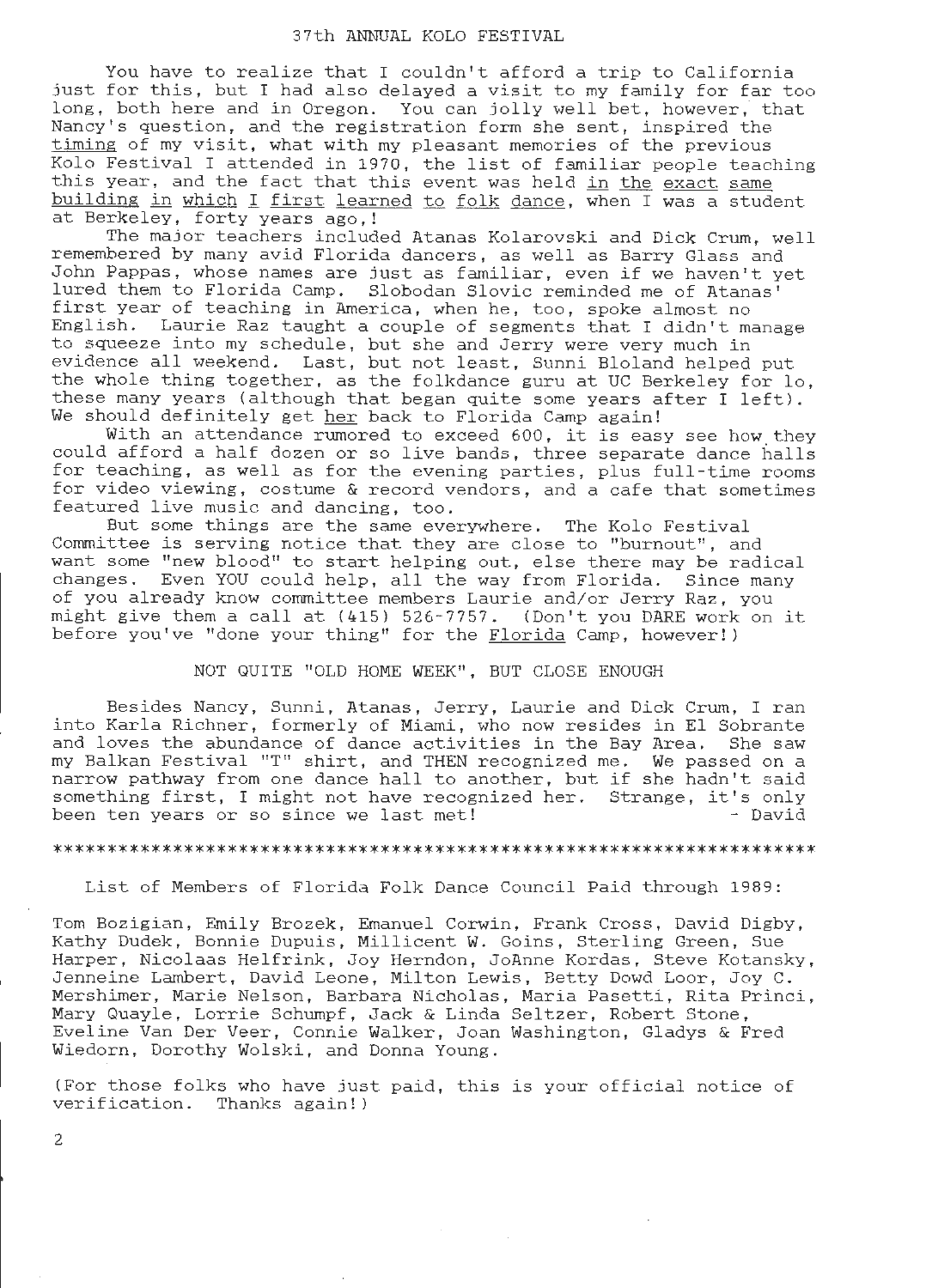## 37th ANNUAL KOLO FESTIVAL

You have to realize that I couldn't afford a trip to California just for this, but I had also delayed a visit to my family for far too long, both here and in Oregon. You can jolly well bet, however, that Nancy's question, and the registration form she sent, inspired the timing of my visit, what with my pleasant memories of the previous Kolo Festival I attended in 1970, the list of familiar people teaching this year, and the fact that this event was held in the exact same building in which I first learned to folk dance, when I was a student at Berkeley, forty years ago,!

The major teachers included Atanas Kolarovski and Dick Crum, well remembered by many avid Florida dancers, as well as Barry Glass and John Pappas, whose names are just as familiar, even if we haven't yet lured them to Florida Camp. Slobodan Slovic reminded me of Atanas' first year of teaching in America, when he, too, spoke almost no English. Laurie Raz taught a couple of segments that I didn't manage to squeeze into my schedule, but she and Jerry were very much in evidence all weekend. Last, but not least, Sunni Bloland helped put the whole thing together, as the folkdance guru at UC Berkeley for lo, these many years (although that began quite some years after I left). We should definitely get her back to Florida Camp again!

With an attendance rumored to exceed 600, it is easy see how they could afford a half dozen or so live bands, three separate dance halls for teaching, as well as for the evening parties, plus full-time rooms for video viewing, costume & record vendors, and a cafe that sometimes featured live music and dancing, too.

But some things are the same everywhere. The Kolo Festival Committee is serving notice that they are close to "burnout", and want some "new blood" to start helping out, else there may be radical changes. Even YOU could help, all the way from Florida. Since many of you already know committee members Laurie and/or Jerry Raz, you might give them a call at (415) 526-7757. (Don't you DARE work on it before you've "done your thing" for the Florida Camp, however!)

## NOT QUITE "OLD HOME WEEK", BUT CLOSE ENOUGH

Besides Nancy, Sunni, Atanas, Jerry, Laurie and Dick Crum, I ran into Karla Richner, formerly of Miami, who now resides in El Sobrante and loves the abundance of dance activities in the Bay Area. She saw my Balkan Festival "T" shirt, and THEN recognized me. We passed on a narrow pathway from one dance hall to another, but if she hadn't said something first, I might not have recognized her. Strange, it's only been ten years or so since we last met! - David

\*\*\*\*\*\*\*\*\*\*\*\*\*\*\*\*\*\*\*\*\*\*\*\*\*\*\*\*\*\*\*\*\*\*\*\*\*\*\*\*\*\*\*\*\*\*\*\*\*\*\*\*\*\*\*\*\*\*\*\*\*\*\*\*\*\*\*\*\*\*

List of Members of Florida Folk Dance Council Paid through 1989:

Tom Bozigian, Emily Brozek, Emanuel Corwin, Frank Cross, David Digby, Kathy Dudek, Bonnie Dupuis, Millicent W. Goins, Sterling Green, Sue Harper, Nicolaas Helfrink, Joy Herndon, JoAnne Kordas, Steve Kotansky, Jenneine Lambert, David Leone, Milton Lewis, Betty Dowd Loor, Joy C. Mershimer, Marie Nelson, Barbara Nicholas, Maria Pasetti, Rita Princi, Mary Quayle, Lorrie Schumpf, Jack & Linda Seltzer, Robert Stone, Eveline Van Der Veer, Connie Walker, Joan Washington, Gladys & Fred Wiedorn, Dorothy Wolski, and Donna Young.

(For those folks who have just paid, this is your official notice of verification. Thanks again!)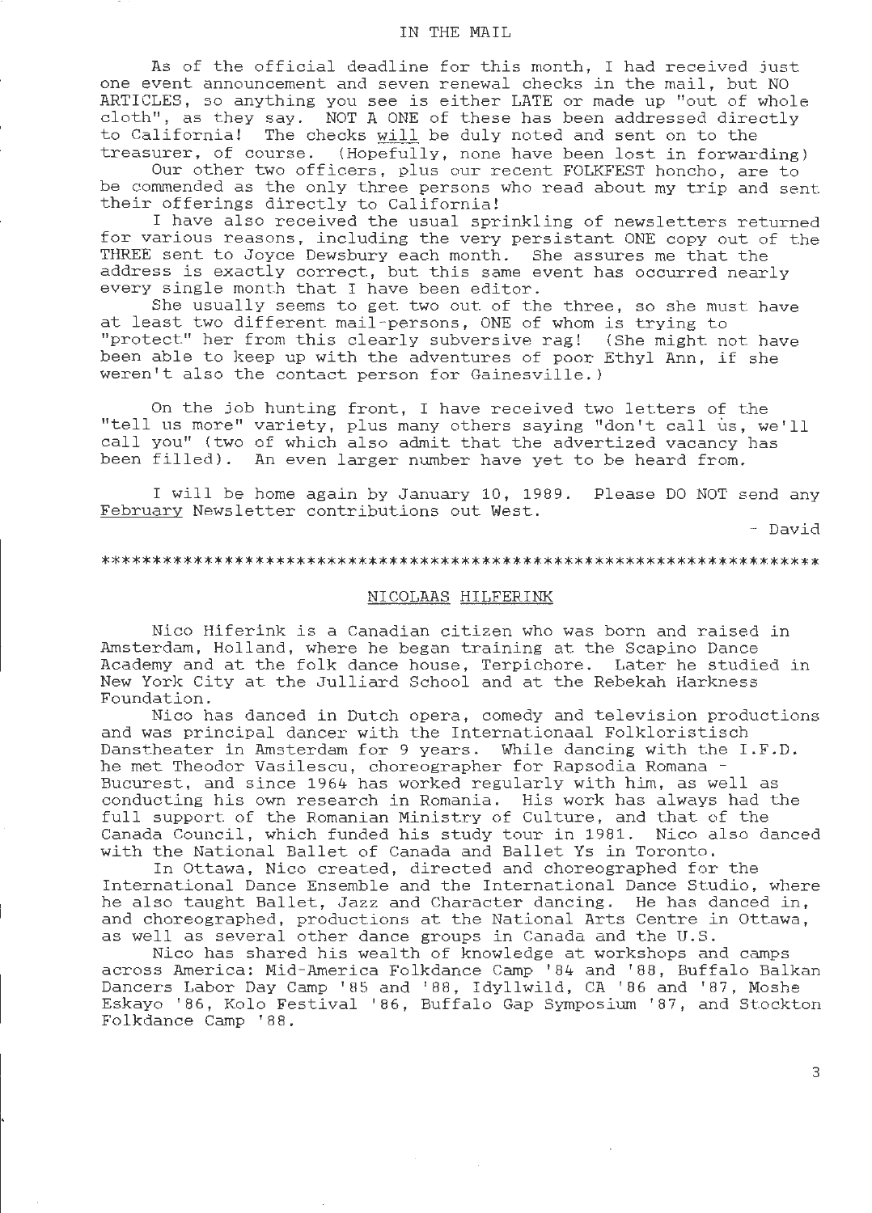## IN THE MAIL

As of the official deadline for this month, I had received just one event announcement and seven renewal checks in the mail, but NO ARTICLES, so anything you see is either LATE or made up "out of whole cloth", as they say. NOT A ONE of these has been addressed directly to California! The checks will be duly noted and sent on to the treasurer, of course. (Hopefully, none have been lost in forwarding)

Our other two officers, plus our recent FOLKFEST honcho, are to be commended as the only three persons who read about my trip and sent their offerings directly to California!

I have also received the usual sprinkling of newsletters returned for various reasons, including the very persistant ONE copy out of the THREE sent to Joyce Dewsbury each month. She assures me that the address is exactly correct, but this same event has occurred nearly every single month that I have been editor.

She usually seems to get two out of the three, so she must have at least two different mail-persons, ONE of whom is trying to "protect" her from this clearly subversive rag! (She might not have been able to keep up with the adventures of poor Ethyl Ann, if she weren't also the contact person for Gainesville.)

On the job hunting front, I have received two letters of the "tell us more" variety, plus many others saying "don't call us, we'll call you" (two of which also admit that the advertized vacancy has been filled). An even larger number have yet to be heard from.

I will be home again by January 10, 1989. Please DO NOT send any February Newsletter contributions out West.

\- David

*********************************************************************

## NICOLAAS HILFERINK

Nico Hiferink is a Canadian citizen who was born and raised in Amsterdam, Holland, where he began training at the Scapino Dance Academy and at the folk dance house, Terpichore. Later he studied in New York City at the Julliard School and at the Rebekah Harkness Foundation.

Nico has danced in Dutch opera, comedy and television productions and was principal dancer with the Internationaal Folkloristisch Danstheater in Amsterdam for 9 years. While dancing with the I.F.D. he met Theodor Vasilescu, choreographer for Rapsodia Romana - Bucurest, and since 1964 has worked regularly with him, as well as conducting his own research in Romania. His work has always had the full support of the Romanian Ministry of Culture, and that of the Canada Council, which funded his study tour in 1981. Nico also danced with the National Ballet of Canada and Ballet Ys in Toronto.

In Ottawa, Nico created, directed and choreographed for the International Dance Ensemble and the International Dance Studio, where he also taught Ballet, Jazz and Character dancing. He has danced in, and choreographed, productions at the National Arts Centre in Ottawa, as well as several other dance groups in Canada and the U.S.

Nico has shared his wealth of knowledge at workshops and camps across America: Mid-America Folkdance Camp '84 and '88, Buffalo Balkan Dancers Labor Day Camp '85 and '88, Idyllwild, CA '86 and '87, Moshe Eskayo '86, Kolo Festival '86, Buffalo Gap Symposium '87, and Stockton Folkdance Camp '88.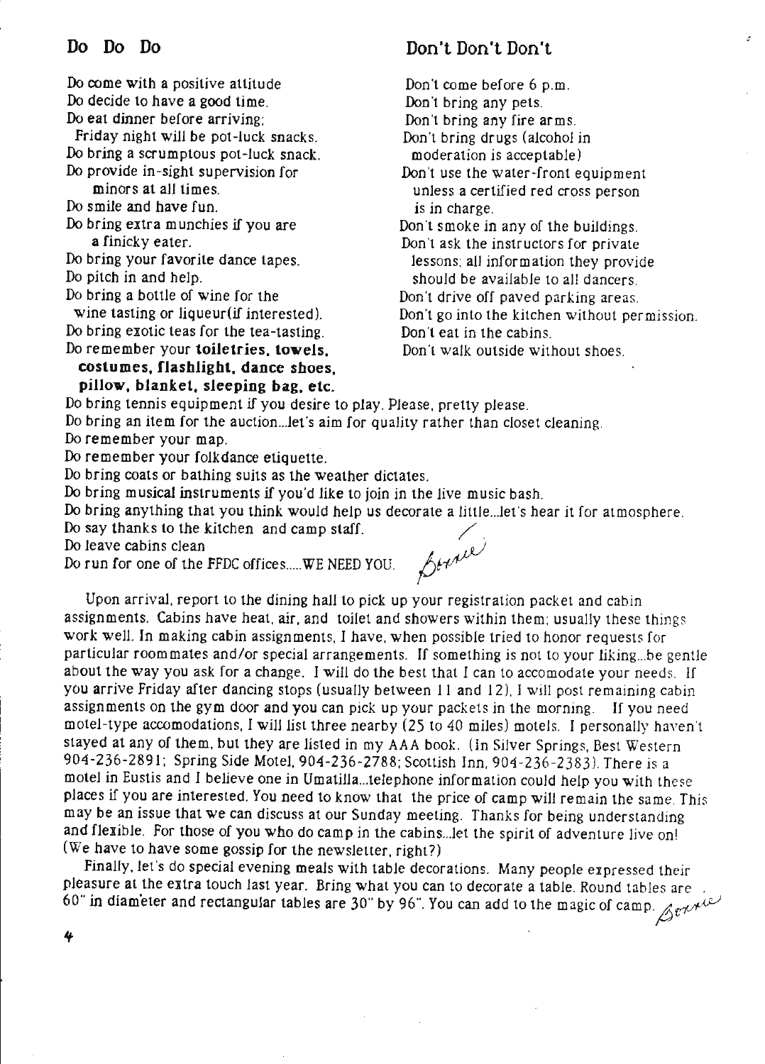## Do Do Do

Do come with a positive attitude
Do decide to have a good time.
Do eat dinner before arriving;
Friday night will be pot-luck snacks.
Do bring a scrumptous pot-luck snack.
Do provide in-sight supervision for minors at all times.
Do smile and have fun.
Do bring extra munchies if you are a finicky eater.
Do bring your favorite dance tapes.
Do pitch in and help.
Do bring a bottle of wine for the wine tasting or liqueur(if interested).
Do bring exotic teas for the tea-tasting.
Do remember your **toiletries, towels, costumes, flashlight, dance shoes, pillow, blanket, sleeping bag, etc.**
Do bring tennis equipment if you desire to play. Please, pretty please.
Do bring an item for the auction...let's aim for quality rather than closet cleaning.
Do remember your map.
Do remember your folkdance etiquette.
Do bring coats or bathing suits as the weather dictates.
Do bring musical instruments if you'd like to join in the live music bash.
Do bring anything that you think would help us decorate a little...let's hear it for atmosphere.
Do say thanks to the kitchen and camp staff.
Do leave cabins clean
Do run for one of the FFDC offices.....WE NEED YOU.

## Don't Don't Don't

Don't come before 6 p.m.
Don't bring any pets.
Don't bring any fire arms.
Don't bring drugs (alcohol in moderation is acceptable)
Don't use the water-front equipment unless a certified red cross person is in charge.
Don't smoke in any of the buildings.
Don't ask the instructors for private lessons; all information they provide should be available to all dancers.
Don't drive off paved parking areas.
Don't go into the kitchen without permission.
Don't eat in the cabins.
Don't walk outside without shoes.

*Bonnie*

Upon arrival, report to the dining hall to pick up your registration packet and cabin assignments. Cabins have heat, air, and toilet and showers within them; usually these things work well. In making cabin assignments, I have, when possible tried to honor requests for particular roommates and/or special arrangements. If something is not to your liking...be gentle about the way you ask for a change. I will do the best that I can to accomodate your needs. If you arrive Friday after dancing stops (usually between 11 and 12), I will post remaining cabin assignments on the gym door and you can pick up your packets in the morning. If you need motel-type accomodations, I will list three nearby (25 to 40 miles) motels. I personally haven't stayed at any of them, but they are listed in my AAA book. (in Silver Springs, Best Western 904-236-2891; Spring Side Motel, 904-236-2788; Scottish Inn, 904-236-2383). There is a motel in Eustis and I believe one in Umatilla...telephone information could help you with these places if you are interested. You need to know that the price of camp will remain the same. This may be an issue that we can discuss at our Sunday meeting. Thanks for being understanding and flexible. For those of you who do camp in the cabins...let the spirit of adventure live on! (We have to have some gossip for the newsletter, right?)

Finally, let's do special evening meals with table decorations. Many people expressed their pleasure at the extra touch last year. Bring what you can to decorate a table. Round tables are 60" in diameter and rectangular tables are 30" by 96". You can add to the magic of camp. *Bonnie*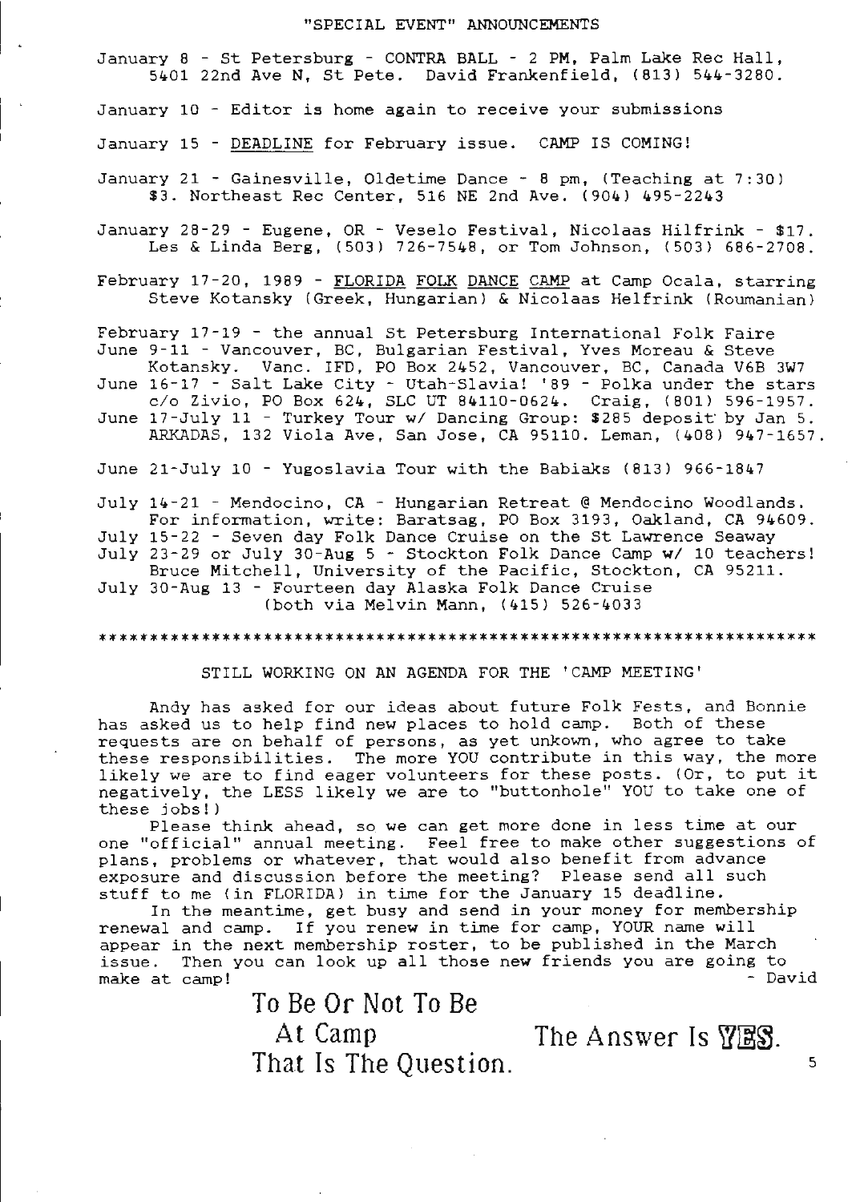## "SPECIAL EVENT" ANNOUNCEMENTS

January 8 - St Petersburg - CONTRA BALL - 2 PM, Palm Lake Rec Hall, 5401 22nd Ave N, St Pete. David Frankenfield, (813) 544-3280.

January 10 - Editor is home again to receive your submissions

January 15 - <u>DEADLINE</u> for February issue. CAMP IS COMING!

January 21 - Gainesville, Oldetime Dance - 8 pm, (Teaching at 7:30) $3. Northeast Rec Center, 516 NE 2nd Ave. (904) 495-2243

January 28-29 - Eugene, OR - Veselo Festival, Nicolaas Hilfrink - $17. Les & Linda Berg, (503) 726-7548, or Tom Johnson, (503) 686-2708.

February 17-20, 1989 - <u>FLORIDA FOLK DANCE CAMP</u> at Camp Ocala, starring Steve Kotansky (Greek, Hungarian) & Nicolaas Helfrink (Roumanian)

February 17-19 - the annual St Petersburg International Folk Faire
June 9-11 - Vancouver, BC, Bulgarian Festival, Yves Moreau & Steve Kotansky. Vanc. IFD, PO Box 2452, Vancouver, BC, Canada V6B 3W7
June 16-17 - Salt Lake City - Utah-Slavia! '89 - Polka under the stars c/o Zivio, PO Box 624, SLC UT 84110-0624. Craig, (801) 596-1957.
June 17-July 11 - Turkey Tour w/ Dancing Group: $285 deposit by Jan 5. ARKADAS, 132 Viola Ave, San Jose, CA 95110. Leman, (408) 947-1657.

June 21-July 10 - Yugoslavia Tour with the Babiaks (813) 966-1847

July 14-21 - Mendocino, CA - Hungarian Retreat @ Mendocino Woodlands. For information, write: Baratsag, PO Box 3193, Oakland, CA 94609.
July 15-22 - Seven day Folk Dance Cruise on the St Lawrence Seaway
July 23-29 or July 30-Aug 5 - Stockton Folk Dance Camp w/ 10 teachers! Bruce Mitchell, University of the Pacific, Stockton, CA 95211.
July 30-Aug 13 - Fourteen day Alaska Folk Dance Cruise (both via Melvin Mann, (415) 526-4033

---

### STILL WORKING ON AN AGENDA FOR THE 'CAMP MEETING'

Andy has asked for our ideas about future Folk Fests, and Bonnie has asked us to help find new places to hold camp. Both of these requests are on behalf of persons, as yet unkown, who agree to take these responsibilities. The more YOU contribute in this way, the more likely we are to find eager volunteers for these posts. (Or, to put it negatively, the LESS likely we are to "buttonhole" YOU to take one of these jobs!)

Please think ahead, so we can get more done in less time at our one "official" annual meeting. Feel free to make other suggestions of plans, problems or whatever, that would also benefit from advance exposure and discussion before the meeting? Please send all such stuff to me (in FLORIDA) in time for the January 15 deadline.

In the meantime, get busy and send in your money for membership renewal and camp. If you renew in time for camp, YOUR name will appear in the next membership roster, to be published in the March issue. Then you can look up all those new friends you are going to make at camp!

\- David

To Be Or Not To Be
At Camp
That Is The Question.

The Answer Is YES.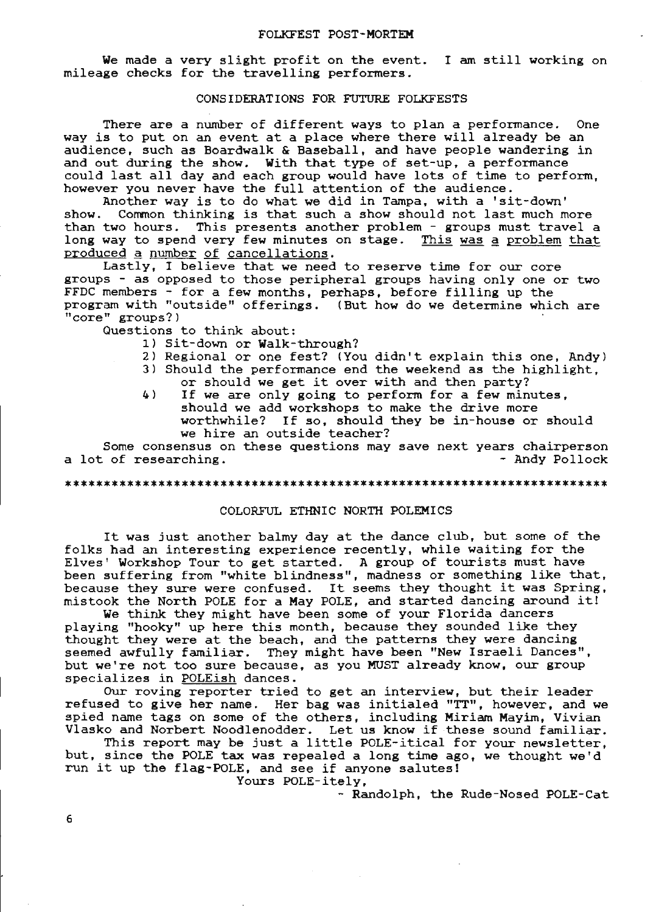## FOLKFEST POST-MORTEM

We made a very slight profit on the event. I am still working on mileage checks for the travelling performers.

### CONSIDERATIONS FOR FUTURE FOLKFESTS

There are a number of different ways to plan a performance. One way is to put on an event at a place where there will already be an audience, such as Boardwalk & Baseball, and have people wandering in and out during the show. With that type of set-up, a performance could last all day and each group would have lots of time to perform, however you never have the full attention of the audience.

Another way is to do what we did in Tampa, with a 'sit-down' show. Common thinking is that such a show should not last much more than two hours. This presents another problem - groups must travel a long way to spend very few minutes on stage. <u>This was a problem that produced a number of cancellations</u>.

Lastly, I believe that we need to reserve time for our core groups - as opposed to those peripheral groups having only one or two FFDC members - for a few months, perhaps, before filling up the program with "outside" offerings. (But how do we determine which are "core" groups?)

Questions to think about:

1) Sit-down or Walk-through?
2) Regional or one fest? (You didn't explain this one, Andy)
3) Should the performance end the weekend as the highlight, or should we get it over with and then party?
4) If we are only going to perform for a few minutes, should we add workshops to make the drive more worthwhile? If so, should they be in-house or should we hire an outside teacher?

Some consensus on these questions may save next years chairperson a lot of researching. - Andy Pollock

******************************************************************

## COLORFUL ETHNIC NORTH POLEMICS

It was just another balmy day at the dance club, but some of the folks had an interesting experience recently, while waiting for the Elves' Workshop Tour to get started. A group of tourists must have been suffering from "white blindness", madness or something like that, because they sure were confused. It seems they thought it was Spring, mistook the North POLE for a May POLE, and started dancing around it!

We think they might have been some of your Florida dancers playing "hooky" up here this month, because they sounded like they thought they were at the beach, and the patterns they were dancing seemed awfully familiar. They might have been "New Israeli Dances", but we're not too sure because, as you MUST already know, our group specializes in <u>POLEish</u> dances.

Our roving reporter tried to get an interview, but their leader refused to give her name. Her bag was initialed "TT", however, and we spied name tags on some of the others, including Miriam Mayim, Vivian Vlasko and Norbert Noodlenodder. Let us know if these sound familiar.

This report may be just a little POLE-itical for your newsletter, but, since the POLE tax was repealed a long time ago, we thought we'd run it up the flag-POLE, and see if anyone salutes!

Yours POLE-itely,

- Randolph, the Rude-Nosed POLE-Cat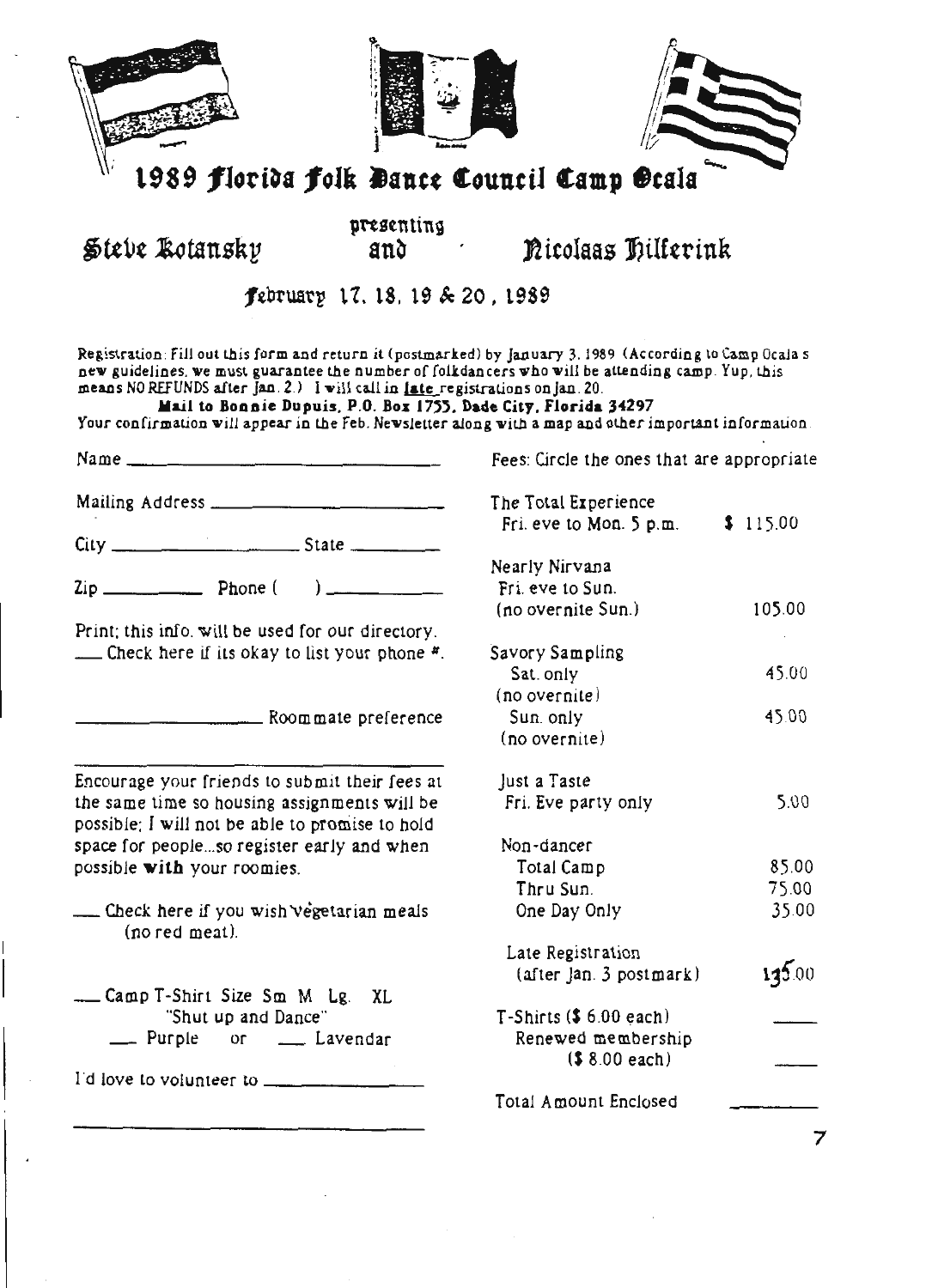# 1989 Florida Folk Dance Council Camp Ocala

presenting

**Steve Kotansky** and **Nicolaas Hilferink**

February 17, 18, 19 & 20, 1989

Registration: Fill out this form and return it (postmarked) by January 3, 1989 (According to Camp Ocala s new guidelines, we must guarantee the number of folkdancers who will be attending camp. Yup, this means NO REFUNDS after Jan. 2.) I will call in late registrations on Jan. 20.

**Mail to Bonnie Dupuis, P.O. Box 1755, Dade City, Florida 34297**

Your confirmation will appear in the Feb. Newsletter along with a map and other important information.

Name \_\_\_\_\_\_\_\_\_\_\_\_\_\_\_\_\_\_\_\_\_\_\_\_\_\_

Mailing Address \_\_\_\_\_\_\_\_\_\_\_\_\_\_\_\_\_\_\_\_

City \_\_\_\_\_\_\_\_\_\_\_\_\_\_\_\_ State \_\_\_\_\_\_\_\_

Zip \_\_\_\_\_\_\_\_\_ Phone ( ) \_\_\_\_\_\_\_\_\_\_

Print; this info. will be used for our directory.

\_\_\_ Check here if its okay to list your phone #.

\_\_\_\_\_\_\_\_\_\_\_\_\_\_\_\_\_\_ Roommate preference

Encourage your friends to submit their fees at the same time so housing assignments will be possible; I will not be able to promise to hold space for people...so register early and when possible **with** your roomies.

\_\_\_ Check here if you wish vegetarian meals (no red meat).

\_\_\_ Camp T-Shirt Size Sm M Lg. XL
"Shut up and Dance"
\_\_\_ Purple or \_\_\_ Lavendar

I'd love to volunteer to \_\_\_\_\_\_\_\_\_\_\_\_\_\_\_\_

Fees: Circle the ones that are appropriate

| | |
|---|---|
| The Total Experience<br>Fri. eve to Mon. 5 p.m. | $ 115.00 |
| Nearly Nirvana<br>Fri. eve to Sun.<br>(no overnite Sun.) | 105.00 |
| Savory Sampling<br>Sat. only<br>(no overnite) | 45.00 |
| Sun. only<br>(no overnite) | 45.00 |
| Just a Taste<br>Fri. Eve party only | 5.00 |
| Non-dancer<br>Total Camp | 85.00 |
| Thru Sun. | 75.00 |
| One Day Only | 35.00 |
| Late Registration<br>(after Jan. 3 postmark) | 135.00 |
| T-Shirts ($ 6.00 each) | \_\_\_\_ |
| Renewed membership<br>($ 8.00 each) | \_\_\_\_ |
| Total Amount Enclosed | \_\_\_\_ |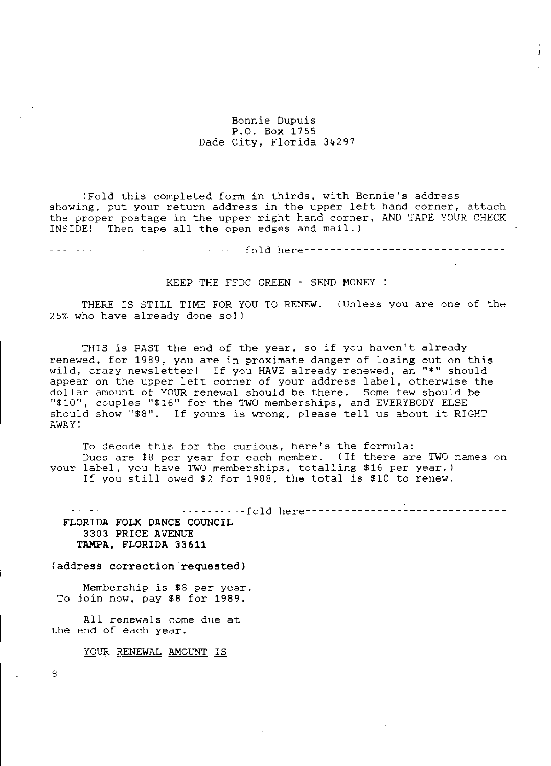Bonnie Dupuis
P.O. Box 1755
Dade City, Florida 34297

(Fold this completed form in thirds, with Bonnie's address showing, put your return address in the upper left hand corner, attach the proper postage in the upper right hand corner, AND TAPE YOUR CHECK INSIDE! Then tape all the open edges and mail.)

------------------------------fold here------------------------------

KEEP THE FFDC GREEN - SEND MONEY !

THERE IS STILL TIME FOR YOU TO RENEW. (Unless you are one of the 25% who have already done so!)

THIS is <u>PAST</u> the end of the year, so if you haven't already renewed, for 1989, you are in proximate danger of losing out on this wild, crazy newsletter! If you HAVE already renewed, an "*" should appear on the upper left corner of your address label, otherwise the dollar amount of YOUR renewal should be there. Some few should be "$10", couples "$16" for the TWO memberships, and EVERYBODY ELSE should show "$8". If yours is wrong, please tell us about it RIGHT AWAY!

To decode this for the curious, here's the formula:
Dues are $8 per year for each member. (If there are TWO names on your label, you have TWO memberships, totalling $16 per year.)
If you still owed $2 for 1988, the total is $10 to renew.

------------------------------fold here------------------------------

**FLORIDA FOLK DANCE COUNCIL**
**3303 PRICE AVENUE**
**TAMPA, FLORIDA 33611**

**(address correction requested)**

Membership is $8 per year.
To join now, pay $8 for 1989.

All renewals come due at the end of each year.

<u>YOUR RENEWAL AMOUNT IS</u>